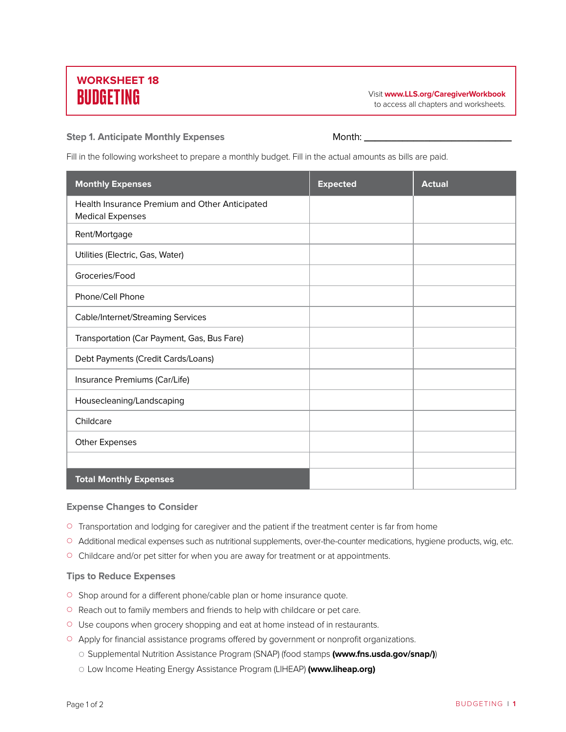## WORKSHEET 18

# BUDGETING

Visit **www.LLS.org/CaregiverWorkbook** to access all chapters and worksheets.

### Step 1. Anticipate Monthly Expenses

Month: ______________________________

Fill in the following worksheet to prepare a monthly budget. Fill in the actual amounts as bills are paid.

| Monthly Expenses | Expected | Actual |
|---|---|---|
| Health Insurance Premium and Other Anticipated Medical Expenses | | |
| Rent/Mortgage | | |
| Utilities (Electric, Gas, Water) | | |
| Groceries/Food | | |
| Phone/Cell Phone | | |
| Cable/Internet/Streaming Services | | |
| Transportation (Car Payment, Gas, Bus Fare) | | |
| Debt Payments (Credit Cards/Loans) | | |
| Insurance Premiums (Car/Life) | | |
| Housecleaning/Landscaping | | |
| Childcare | | |
| Other Expenses | | |
| | | |
| **Total Monthly Expenses** | | |

### Expense Changes to Consider

- Transportation and lodging for caregiver and the patient if the treatment center is far from home
- Additional medical expenses such as nutritional supplements, over-the-counter medications, hygiene products, wig, etc.
- Childcare and/or pet sitter for when you are away for treatment or at appointments.

### Tips to Reduce Expenses

- Shop around for a different phone/cable plan or home insurance quote.
- Reach out to family members and friends to help with childcare or pet care.
- Use coupons when grocery shopping and eat at home instead of in restaurants.
- Apply for financial assistance programs offered by government or nonprofit organizations.
  - Supplemental Nutrition Assistance Program (SNAP) (food stamps **(www.fns.usda.gov/snap/)**)
  - Low Income Heating Energy Assistance Program (LIHEAP) **(www.liheap.org)**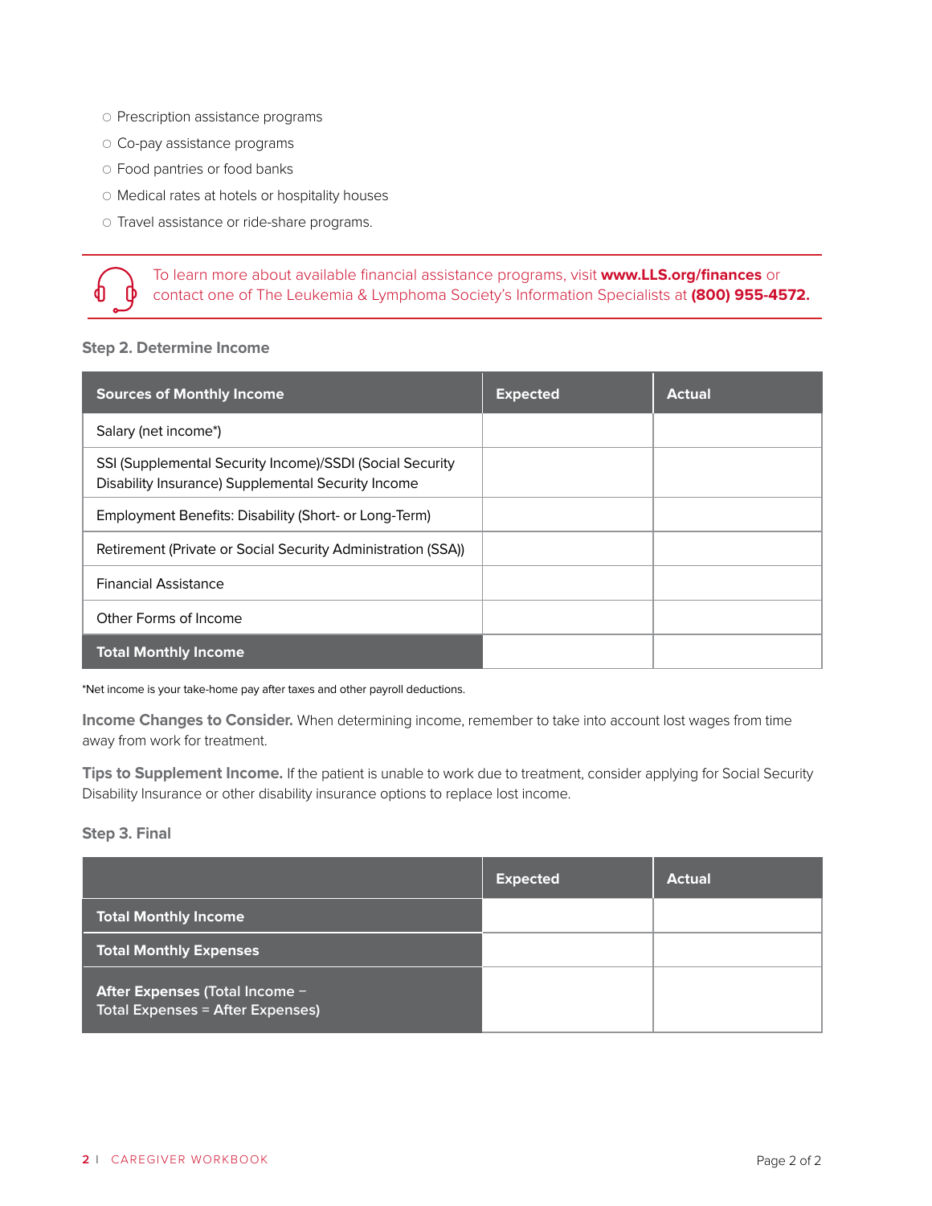- ○ Prescription assistance programs
- ○ Co-pay assistance programs
- ○ Food pantries or food banks
- ○ Medical rates at hotels or hospitality houses
- ○ Travel assistance or ride-share programs.

To learn more about available financial assistance programs, visit **www.LLS.org/finances** or contact one of The Leukemia & Lymphoma Society's Information Specialists at **(800) 955-4572.**

### Step 2. Determine Income

| Sources of Monthly Income | Expected | Actual |
|---|---|---|
| Salary (net income*) | | |
| SSI (Supplemental Security Income)/SSDI (Social Security Disability Insurance) Supplemental Security Income | | |
| Employment Benefits: Disability (Short- or Long-Term) | | |
| Retirement (Private or Social Security Administration (SSA)) | | |
| Financial Assistance | | |
| Other Forms of Income | | |
| **Total Monthly Income** | | |

*Net income is your take-home pay after taxes and other payroll deductions.

**Income Changes to Consider.** When determining income, remember to take into account lost wages from time away from work for treatment.

**Tips to Supplement Income.** If the patient is unable to work due to treatment, consider applying for Social Security Disability Insurance or other disability insurance options to replace lost income.

### Step 3. Final

| | Expected | Actual |
|---|---|---|
| **Total Monthly Income** | | |
| **Total Monthly Expenses** | | |
| **After Expenses (Total Income – Total Expenses = After Expenses)** | | |